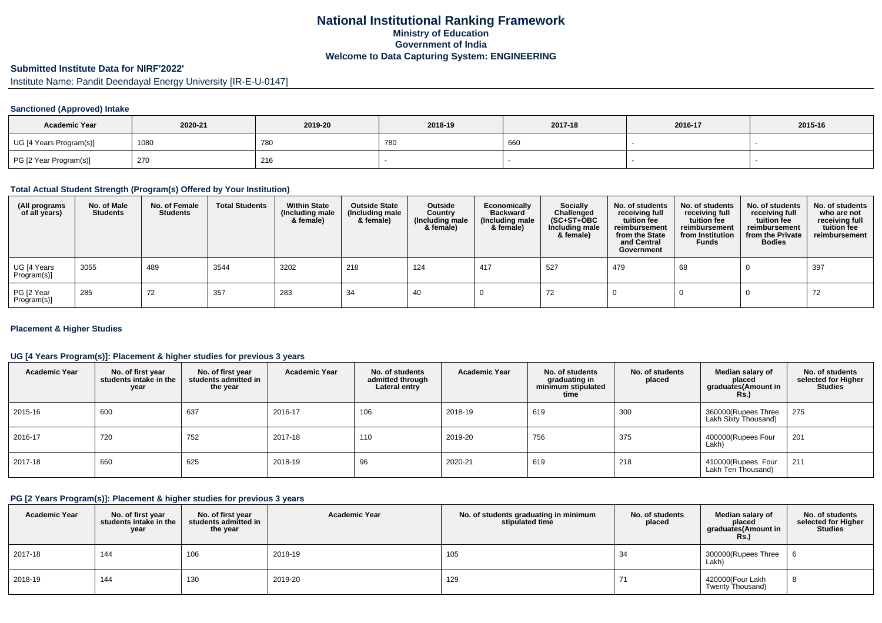# National Institutional Ranking Framework

**Ministry of Education**

**Government of India**

**Welcome to Data Capturing System: ENGINEERING**

## Submitted Institute Data for NIRF'2022'

Institute Name: Pandit Deendayal Energy University [IR-E-U-0147]

### Sanctioned (Approved) Intake

| Academic Year | 2020-21 | 2019-20 | 2018-19 | 2017-18 | 2016-17 | 2015-16 |
|---|---|---|---|---|---|---|
| UG [4 Years Program(s)] | 1080 | 780 | 780 | 660 | - | - |
| PG [2 Year Program(s)] | 270 | 216 | - | - | - | - |

### Total Actual Student Strength (Program(s) Offered by Your Institution)

| (All programs of all years) | No. of Male Students | No. of Female Students | Total Students | Within State (Including male & female) | Outside State (Including male & female) | Outside Country (Including male & female) | Economically Backward (Including male & female) | Socially Challenged (SC+ST+OBC Including male & female) | No. of students receiving full tuition fee reimbursement from the State and Central Government | No. of students receiving full tuition fee reimbursement from Institution Funds | No. of students receiving full tuition fee reimbursement from the Private Bodies | No. of students who are not receiving full tuition fee reimbursement |
|---|---|---|---|---|---|---|---|---|---|---|---|---|
| UG [4 Years Program(s)] | 3055 | 489 | 3544 | 3202 | 218 | 124 | 417 | 527 | 479 | 68 | 0 | 397 |
| PG [2 Year Program(s)] | 285 | 72 | 357 | 283 | 34 | 40 | 0 | 72 | 0 | 0 | 0 | 72 |

### Placement & Higher Studies

#### UG [4 Years Program(s)]: Placement & higher studies for previous 3 years

| Academic Year | No. of first year students intake in the year | No. of first year students admitted in the year | Academic Year | No. of students admitted through Lateral entry | Academic Year | No. of students graduating in minimum stipulated time | No. of students placed | Median salary of placed graduates(Amount in Rs.) | No. of students selected for Higher Studies |
|---|---|---|---|---|---|---|---|---|---|
| 2015-16 | 600 | 637 | 2016-17 | 106 | 2018-19 | 619 | 300 | 360000(Rupees Three Lakh Sixty Thousand) | 275 |
| 2016-17 | 720 | 752 | 2017-18 | 110 | 2019-20 | 756 | 375 | 400000(Rupees Four Lakh) | 201 |
| 2017-18 | 660 | 625 | 2018-19 | 96 | 2020-21 | 619 | 218 | 410000(Rupees Four Lakh Ten Thousand) | 211 |

#### PG [2 Years Program(s)]: Placement & higher studies for previous 3 years

| Academic Year | No. of first year students intake in the year | No. of first year students admitted in the year | Academic Year | No. of students graduating in minimum stipulated time | No. of students placed | Median salary of placed graduates(Amount in Rs.) | No. of students selected for Higher Studies |
|---|---|---|---|---|---|---|---|
| 2017-18 | 144 | 106 | 2018-19 | 105 | 34 | 300000(Rupees Three Lakh) | 6 |
| 2018-19 | 144 | 130 | 2019-20 | 129 | 71 | 420000(Four Lakh Twenty Thousand) | 8 |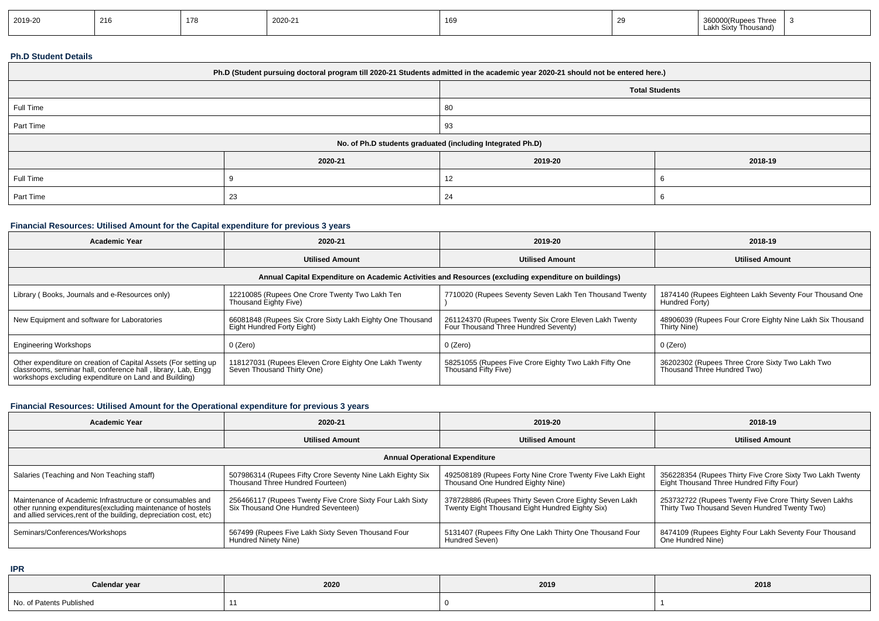| 2019-20 | 216 | 178 | 2020-21 | 169 | 29 | 360000(Rupees Three Lakh Sixty Thousand) | 3 |
|---|---|---|---|---|---|---|---|

### Ph.D Student Details

| Ph.D (Student pursuing doctoral program till 2020-21 Students admitted in the academic year 2020-21 should not be entered here.) | | | |
|---|---|---|---|
| | | Total Students | |
| Full Time | | 80 | |
| Part Time | | 93 | |
| No. of Ph.D students graduated (including Integrated Ph.D) | | | |
| | 2020-21 | 2019-20 | 2018-19 |
| Full Time | 9 | 12 | 6 |
| Part Time | 23 | 24 | 6 |

### Financial Resources: Utilised Amount for the Capital expenditure for previous 3 years

| Academic Year | 2020-21 | 2019-20 | 2018-19 |
|---|---|---|---|
| | Utilised Amount | Utilised Amount | Utilised Amount |
| Annual Capital Expenditure on Academic Activities and Resources (excluding expenditure on buildings) | | | |
| Library ( Books, Journals and e-Resources only) | 12210085 (Rupees One Crore Twenty Two Lakh Ten Thousand Eighty Five) | 7710020 (Rupees Seventy Seven Lakh Ten Thousand Twenty ) | 1874140 (Rupees Eighteen Lakh Seventy Four Thousand One Hundred Forty) |
| New Equipment and software for Laboratories | 66081848 (Rupees Six Crore Sixty Lakh Eighty One Thousand Eight Hundred Forty Eight) | 261124370 (Rupees Twenty Six Crore Eleven Lakh Twenty Four Thousand Three Hundred Seventy) | 48906039 (Rupees Four Crore Eighty Nine Lakh Six Thousand Thirty Nine) |
| Engineering Workshops | 0 (Zero) | 0 (Zero) | 0 (Zero) |
| Other expenditure on creation of Capital Assets (For setting up classrooms, seminar hall, conference hall , library, Lab, Engg workshops excluding expenditure on Land and Building) | 118127031 (Rupees Eleven Crore Eighty One Lakh Twenty Seven Thousand Thirty One) | 58251055 (Rupees Five Crore Eighty Two Lakh Fifty One Thousand Fifty Five) | 36202302 (Rupees Three Crore Sixty Two Lakh Two Thousand Three Hundred Two) |

### Financial Resources: Utilised Amount for the Operational expenditure for previous 3 years

| Academic Year | 2020-21 | 2019-20 | 2018-19 |
|---|---|---|---|
| | Utilised Amount | Utilised Amount | Utilised Amount |
| Annual Operational Expenditure | | | |
| Salaries (Teaching and Non Teaching staff) | 507986314 (Rupees Fifty Crore Seventy Nine Lakh Eighty Six Thousand Three Hundred Fourteen) | 492508189 (Rupees Forty Nine Crore Twenty Five Lakh Eight Thousand One Hundred Eighty Nine) | 356228354 (Rupees Thirty Five Crore Sixty Two Lakh Twenty Eight Thousand Three Hundred Fifty Four) |
| Maintenance of Academic Infrastructure or consumables and other running expenditures(excluding maintenance of hostels and allied services,rent of the building, depreciation cost, etc) | 256466117 (Rupees Twenty Five Crore Sixty Four Lakh Sixty Six Thousand One Hundred Seventeen) | 378728886 (Rupees Thirty Seven Crore Eighty Seven Lakh Twenty Eight Thousand Eight Hundred Eighty Six) | 253732722 (Rupees Twenty Five Crore Thirty Seven Lakhs Thirty Two Thousand Seven Hundred Twenty Two) |
| Seminars/Conferences/Workshops | 567499 (Rupees Five Lakh Sixty Seven Thousand Four Hundred Ninety Nine) | 5131407 (Rupees Fifty One Lakh Thirty One Thousand Four Hundred Seven) | 8474109 (Rupees Eighty Four Lakh Seventy Four Thousand One Hundred Nine) |

### IPR

| Calendar year | 2020 | 2019 | 2018 |
|---|---|---|---|
| No. of Patents Published | 11 | 0 | 1 |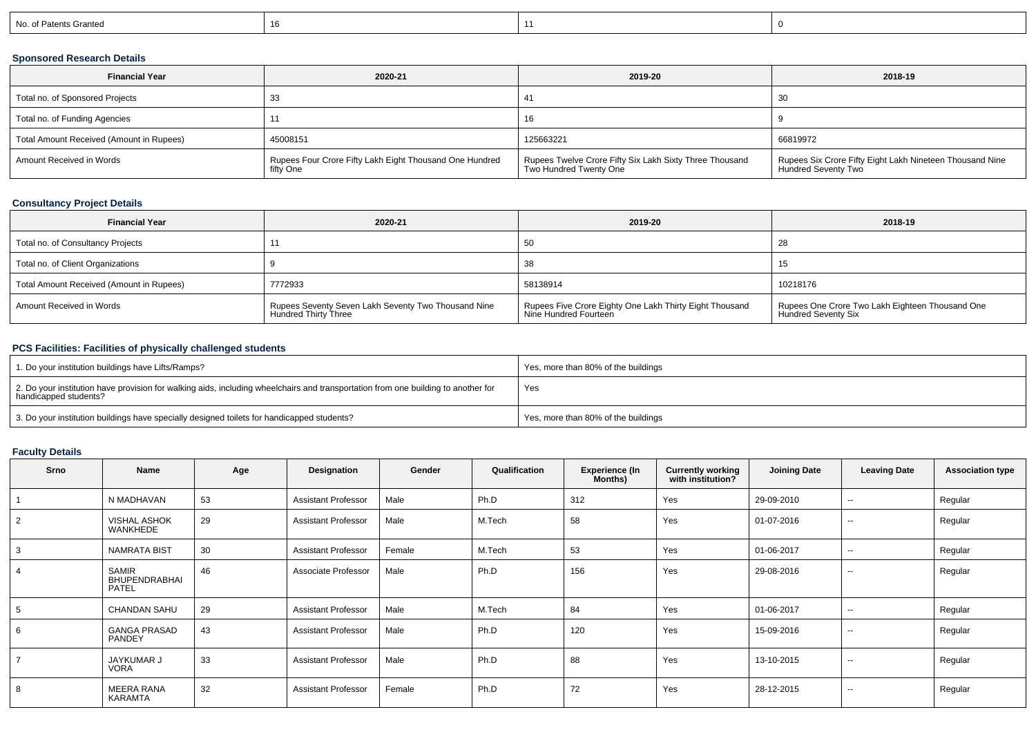| No. of Patents Granted | 16 | 11 | 0 |
|---|---|---|---|

### Sponsored Research Details

| Financial Year | 2020-21 | 2019-20 | 2018-19 |
|---|---|---|---|
| Total no. of Sponsored Projects | 33 | 41 | 30 |
| Total no. of Funding Agencies | 11 | 16 | 9 |
| Total Amount Received (Amount in Rupees) | 45008151 | 125663221 | 66819972 |
| Amount Received in Words | Rupees Four Crore Fifty Lakh Eight Thousand One Hundred fifty One | Rupees Twelve Crore Fifty Six Lakh Sixty Three Thousand Two Hundred Twenty One | Rupees Six Crore Fifty Eight Lakh Nineteen Thousand Nine Hundred Seventy Two |

### Consultancy Project Details

| Financial Year | 2020-21 | 2019-20 | 2018-19 |
|---|---|---|---|
| Total no. of Consultancy Projects | 11 | 50 | 28 |
| Total no. of Client Organizations | 9 | 38 | 15 |
| Total Amount Received (Amount in Rupees) | 7772933 | 58138914 | 10218176 |
| Amount Received in Words | Rupees Seventy Seven Lakh Seventy Two Thousand Nine Hundred Thirty Three | Rupees Five Crore Eighty One Lakh Thirty Eight Thousand Nine Hundred Fourteen | Rupees One Crore Two Lakh Eighteen Thousand One Hundred Seventy Six |

### PCS Facilities: Facilities of physically challenged students

| | |
|---|---|
| 1. Do your institution buildings have Lifts/Ramps? | Yes, more than 80% of the buildings |
| 2. Do your institution have provision for walking aids, including wheelchairs and transportation from one building to another for handicapped students? | Yes |
| 3. Do your institution buildings have specially designed toilets for handicapped students? | Yes, more than 80% of the buildings |

### Faculty Details

| Srno | Name | Age | Designation | Gender | Qualification | Experience (In Months) | Currently working with institution? | Joining Date | Leaving Date | Association type |
|---|---|---|---|---|---|---|---|---|---|---|
| 1 | N MADHAVAN | 53 | Assistant Professor | Male | Ph.D | 312 | Yes | 29-09-2010 | -- | Regular |
| 2 | VISHAL ASHOK WANKHEDE | 29 | Assistant Professor | Male | M.Tech | 58 | Yes | 01-07-2016 | -- | Regular |
| 3 | NAMRATA BIST | 30 | Assistant Professor | Female | M.Tech | 53 | Yes | 01-06-2017 | -- | Regular |
| 4 | SAMIR BHUPENDRABHAI PATEL | 46 | Associate Professor | Male | Ph.D | 156 | Yes | 29-08-2016 | -- | Regular |
| 5 | CHANDAN SAHU | 29 | Assistant Professor | Male | M.Tech | 84 | Yes | 01-06-2017 | -- | Regular |
| 6 | GANGA PRASAD PANDEY | 43 | Assistant Professor | Male | Ph.D | 120 | Yes | 15-09-2016 | -- | Regular |
| 7 | JAYKUMAR J VORA | 33 | Assistant Professor | Male | Ph.D | 88 | Yes | 13-10-2015 | -- | Regular |
| 8 | MEERA RANA KARAMTA | 32 | Assistant Professor | Female | Ph.D | 72 | Yes | 28-12-2015 | -- | Regular |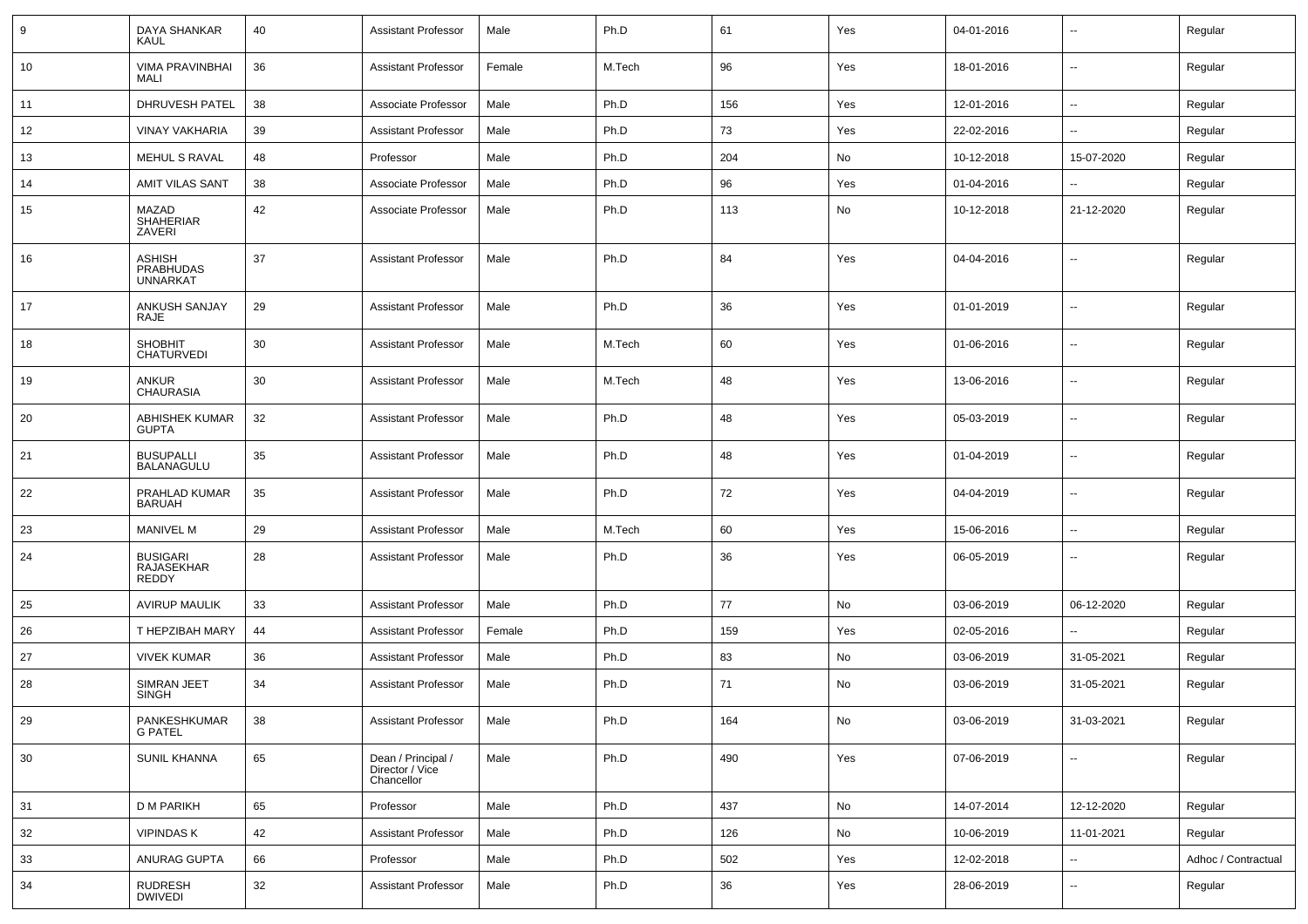| 9 | DAYA SHANKAR KAUL | 40 | Assistant Professor | Male | Ph.D | 61 | Yes | 04-01-2016 | -- | Regular |
|---|---|---|---|---|---|---|---|---|---|---|
| 10 | VIMA PRAVINBHAI MALI | 36 | Assistant Professor | Female | M.Tech | 96 | Yes | 18-01-2016 | -- | Regular |
| 11 | DHRUVESH PATEL | 38 | Associate Professor | Male | Ph.D | 156 | Yes | 12-01-2016 | -- | Regular |
| 12 | VINAY VAKHARIA | 39 | Assistant Professor | Male | Ph.D | 73 | Yes | 22-02-2016 | -- | Regular |
| 13 | MEHUL S RAVAL | 48 | Professor | Male | Ph.D | 204 | No | 10-12-2018 | 15-07-2020 | Regular |
| 14 | AMIT VILAS SANT | 38 | Associate Professor | Male | Ph.D | 96 | Yes | 01-04-2016 | -- | Regular |
| 15 | MAZAD SHAHERIAR ZAVERI | 42 | Associate Professor | Male | Ph.D | 113 | No | 10-12-2018 | 21-12-2020 | Regular |
| 16 | ASHISH PRABHUDAS UNNARKAT | 37 | Assistant Professor | Male | Ph.D | 84 | Yes | 04-04-2016 | -- | Regular |
| 17 | ANKUSH SANJAY RAJE | 29 | Assistant Professor | Male | Ph.D | 36 | Yes | 01-01-2019 | -- | Regular |
| 18 | SHOBHIT CHATURVEDI | 30 | Assistant Professor | Male | M.Tech | 60 | Yes | 01-06-2016 | -- | Regular |
| 19 | ANKUR CHAURASIA | 30 | Assistant Professor | Male | M.Tech | 48 | Yes | 13-06-2016 | -- | Regular |
| 20 | ABHISHEK KUMAR GUPTA | 32 | Assistant Professor | Male | Ph.D | 48 | Yes | 05-03-2019 | -- | Regular |
| 21 | BUSUPALLI BALANAGULU | 35 | Assistant Professor | Male | Ph.D | 48 | Yes | 01-04-2019 | -- | Regular |
| 22 | PRAHLAD KUMAR BARUAH | 35 | Assistant Professor | Male | Ph.D | 72 | Yes | 04-04-2019 | -- | Regular |
| 23 | MANIVEL M | 29 | Assistant Professor | Male | M.Tech | 60 | Yes | 15-06-2016 | -- | Regular |
| 24 | BUSIGARI RAJASEKHAR REDDY | 28 | Assistant Professor | Male | Ph.D | 36 | Yes | 06-05-2019 | -- | Regular |
| 25 | AVIRUP MAULIK | 33 | Assistant Professor | Male | Ph.D | 77 | No | 03-06-2019 | 06-12-2020 | Regular |
| 26 | T HEPZIBAH MARY | 44 | Assistant Professor | Female | Ph.D | 159 | Yes | 02-05-2016 | -- | Regular |
| 27 | VIVEK KUMAR | 36 | Assistant Professor | Male | Ph.D | 83 | No | 03-06-2019 | 31-05-2021 | Regular |
| 28 | SIMRAN JEET SINGH | 34 | Assistant Professor | Male | Ph.D | 71 | No | 03-06-2019 | 31-05-2021 | Regular |
| 29 | PANKESHKUMAR G PATEL | 38 | Assistant Professor | Male | Ph.D | 164 | No | 03-06-2019 | 31-03-2021 | Regular |
| 30 | SUNIL KHANNA | 65 | Dean / Principal / Director / Vice Chancellor | Male | Ph.D | 490 | Yes | 07-06-2019 | -- | Regular |
| 31 | D M PARIKH | 65 | Professor | Male | Ph.D | 437 | No | 14-07-2014 | 12-12-2020 | Regular |
| 32 | VIPINDAS K | 42 | Assistant Professor | Male | Ph.D | 126 | No | 10-06-2019 | 11-01-2021 | Regular |
| 33 | ANURAG GUPTA | 66 | Professor | Male | Ph.D | 502 | Yes | 12-02-2018 | -- | Adhoc / Contractual |
| 34 | RUDRESH DWIVEDI | 32 | Assistant Professor | Male | Ph.D | 36 | Yes | 28-06-2019 | -- | Regular |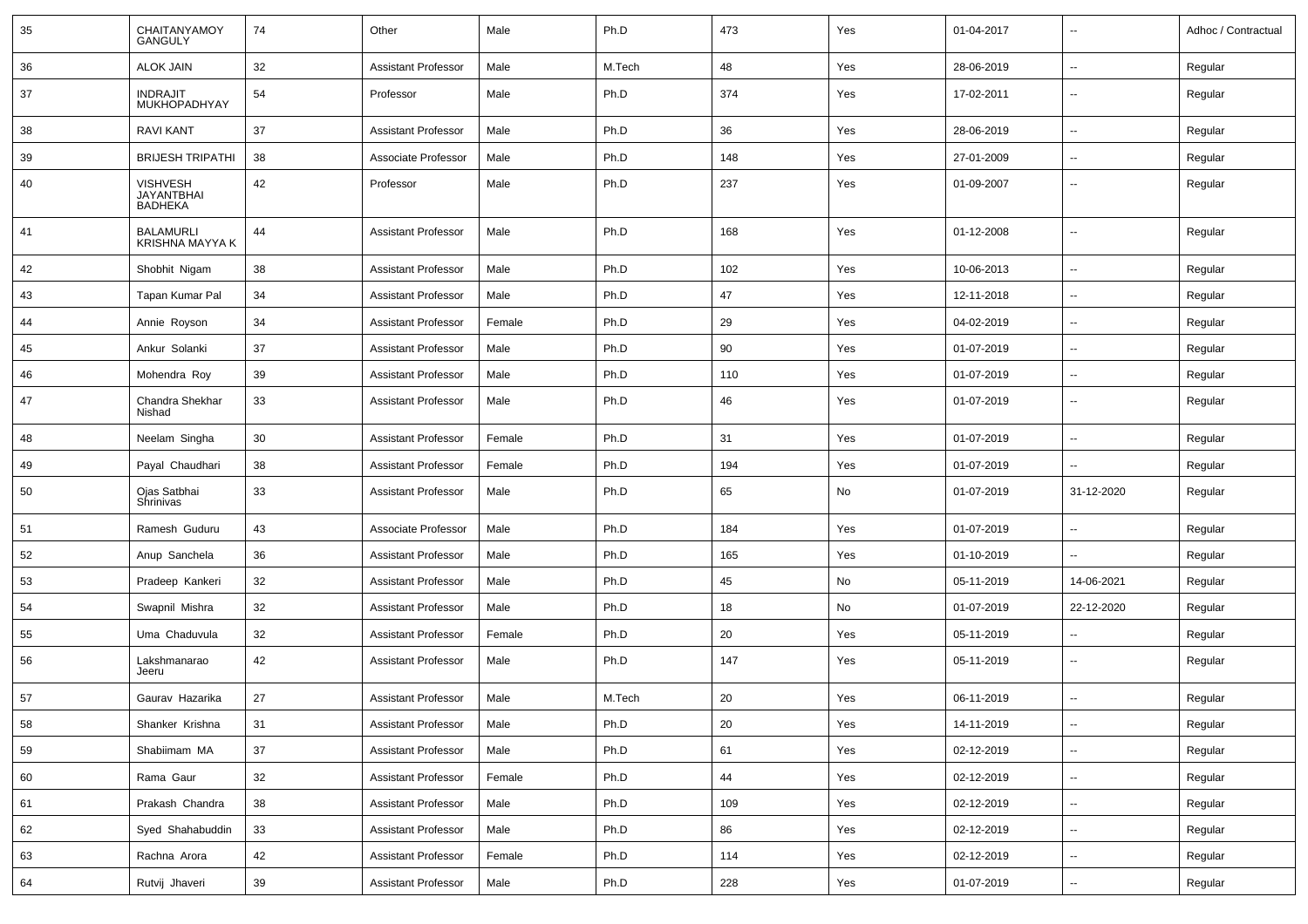| 35 | CHAITANYAMOY GANGULY | 74 | Other | Male | Ph.D | 473 | Yes | 01-04-2017 | -- | Adhoc / Contractual |
|---|---|---|---|---|---|---|---|---|---|---|
| 36 | ALOK JAIN | 32 | Assistant Professor | Male | M.Tech | 48 | Yes | 28-06-2019 | -- | Regular |
| 37 | INDRAJIT MUKHOPADHYAY | 54 | Professor | Male | Ph.D | 374 | Yes | 17-02-2011 | -- | Regular |
| 38 | RAVI KANT | 37 | Assistant Professor | Male | Ph.D | 36 | Yes | 28-06-2019 | -- | Regular |
| 39 | BRIJESH TRIPATHI | 38 | Associate Professor | Male | Ph.D | 148 | Yes | 27-01-2009 | -- | Regular |
| 40 | VISHVESH JAYANTBHAI BADHEKA | 42 | Professor | Male | Ph.D | 237 | Yes | 01-09-2007 | -- | Regular |
| 41 | BALAMURLI KRISHNA MAYYA K | 44 | Assistant Professor | Male | Ph.D | 168 | Yes | 01-12-2008 | -- | Regular |
| 42 | Shobhit Nigam | 38 | Assistant Professor | Male | Ph.D | 102 | Yes | 10-06-2013 | -- | Regular |
| 43 | Tapan Kumar Pal | 34 | Assistant Professor | Male | Ph.D | 47 | Yes | 12-11-2018 | -- | Regular |
| 44 | Annie Royson | 34 | Assistant Professor | Female | Ph.D | 29 | Yes | 04-02-2019 | -- | Regular |
| 45 | Ankur Solanki | 37 | Assistant Professor | Male | Ph.D | 90 | Yes | 01-07-2019 | -- | Regular |
| 46 | Mohendra Roy | 39 | Assistant Professor | Male | Ph.D | 110 | Yes | 01-07-2019 | -- | Regular |
| 47 | Chandra Shekhar Nishad | 33 | Assistant Professor | Male | Ph.D | 46 | Yes | 01-07-2019 | -- | Regular |
| 48 | Neelam Singha | 30 | Assistant Professor | Female | Ph.D | 31 | Yes | 01-07-2019 | -- | Regular |
| 49 | Payal Chaudhari | 38 | Assistant Professor | Female | Ph.D | 194 | Yes | 01-07-2019 | -- | Regular |
| 50 | Ojas Satbhai Shrinivas | 33 | Assistant Professor | Male | Ph.D | 65 | No | 01-07-2019 | 31-12-2020 | Regular |
| 51 | Ramesh Guduru | 43 | Associate Professor | Male | Ph.D | 184 | Yes | 01-07-2019 | -- | Regular |
| 52 | Anup Sanchela | 36 | Assistant Professor | Male | Ph.D | 165 | Yes | 01-10-2019 | -- | Regular |
| 53 | Pradeep Kankeri | 32 | Assistant Professor | Male | Ph.D | 45 | No | 05-11-2019 | 14-06-2021 | Regular |
| 54 | Swapnil Mishra | 32 | Assistant Professor | Male | Ph.D | 18 | No | 01-07-2019 | 22-12-2020 | Regular |
| 55 | Uma Chaduvula | 32 | Assistant Professor | Female | Ph.D | 20 | Yes | 05-11-2019 | -- | Regular |
| 56 | Lakshmanarao Jeeru | 42 | Assistant Professor | Male | Ph.D | 147 | Yes | 05-11-2019 | -- | Regular |
| 57 | Gaurav Hazarika | 27 | Assistant Professor | Male | M.Tech | 20 | Yes | 06-11-2019 | -- | Regular |
| 58 | Shanker Krishna | 31 | Assistant Professor | Male | Ph.D | 20 | Yes | 14-11-2019 | -- | Regular |
| 59 | Shabiimam MA | 37 | Assistant Professor | Male | Ph.D | 61 | Yes | 02-12-2019 | -- | Regular |
| 60 | Rama Gaur | 32 | Assistant Professor | Female | Ph.D | 44 | Yes | 02-12-2019 | -- | Regular |
| 61 | Prakash Chandra | 38 | Assistant Professor | Male | Ph.D | 109 | Yes | 02-12-2019 | -- | Regular |
| 62 | Syed Shahabuddin | 33 | Assistant Professor | Male | Ph.D | 86 | Yes | 02-12-2019 | -- | Regular |
| 63 | Rachna Arora | 42 | Assistant Professor | Female | Ph.D | 114 | Yes | 02-12-2019 | -- | Regular |
| 64 | Rutvij Jhaveri | 39 | Assistant Professor | Male | Ph.D | 228 | Yes | 01-07-2019 | -- | Regular |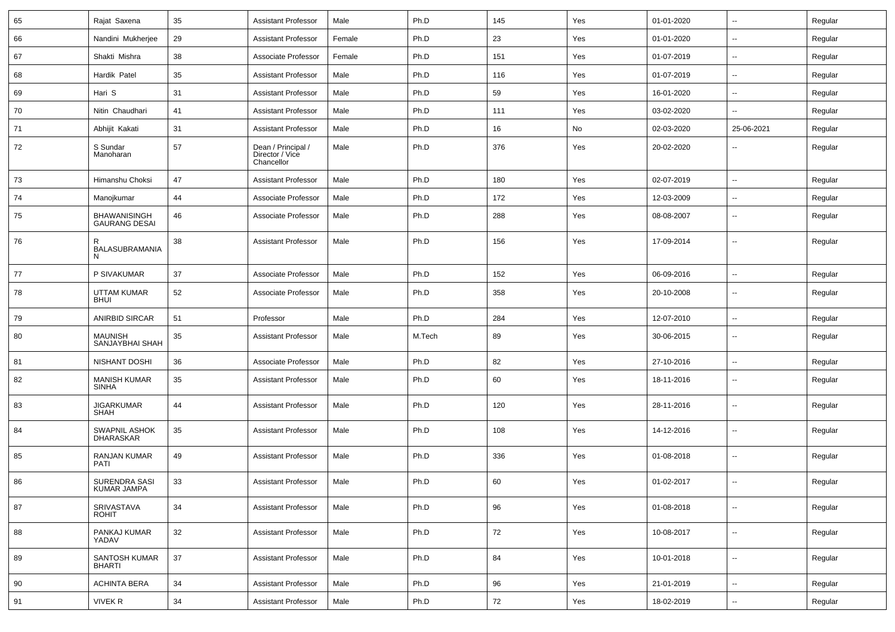| 65 | Rajat Saxena | 35 | Assistant Professor | Male | Ph.D | 145 | Yes | 01-01-2020 | -- | Regular |
|---|---|---|---|---|---|---|---|---|---|---|
| 66 | Nandini Mukherjee | 29 | Assistant Professor | Female | Ph.D | 23 | Yes | 01-01-2020 | -- | Regular |
| 67 | Shakti Mishra | 38 | Associate Professor | Female | Ph.D | 151 | Yes | 01-07-2019 | -- | Regular |
| 68 | Hardik Patel | 35 | Assistant Professor | Male | Ph.D | 116 | Yes | 01-07-2019 | -- | Regular |
| 69 | Hari S | 31 | Assistant Professor | Male | Ph.D | 59 | Yes | 16-01-2020 | -- | Regular |
| 70 | Nitin Chaudhari | 41 | Assistant Professor | Male | Ph.D | 111 | Yes | 03-02-2020 | -- | Regular |
| 71 | Abhijit Kakati | 31 | Assistant Professor | Male | Ph.D | 16 | No | 02-03-2020 | 25-06-2021 | Regular |
| 72 | S Sundar Manoharan | 57 | Dean / Principal / Director / Vice Chancellor | Male | Ph.D | 376 | Yes | 20-02-2020 | -- | Regular |
| 73 | Himanshu Choksi | 47 | Assistant Professor | Male | Ph.D | 180 | Yes | 02-07-2019 | -- | Regular |
| 74 | Manojkumar | 44 | Associate Professor | Male | Ph.D | 172 | Yes | 12-03-2009 | -- | Regular |
| 75 | BHAWANISINGH GAURANG DESAI | 46 | Associate Professor | Male | Ph.D | 288 | Yes | 08-08-2007 | -- | Regular |
| 76 | R BALASUBRAMANIAN | 38 | Assistant Professor | Male | Ph.D | 156 | Yes | 17-09-2014 | -- | Regular |
| 77 | P SIVAKUMAR | 37 | Associate Professor | Male | Ph.D | 152 | Yes | 06-09-2016 | -- | Regular |
| 78 | UTTAM KUMAR BHUI | 52 | Associate Professor | Male | Ph.D | 358 | Yes | 20-10-2008 | -- | Regular |
| 79 | ANIRBID SIRCAR | 51 | Professor | Male | Ph.D | 284 | Yes | 12-07-2010 | -- | Regular |
| 80 | MAUNISH SANJAYBHAI SHAH | 35 | Assistant Professor | Male | M.Tech | 89 | Yes | 30-06-2015 | -- | Regular |
| 81 | NISHANT DOSHI | 36 | Associate Professor | Male | Ph.D | 82 | Yes | 27-10-2016 | -- | Regular |
| 82 | MANISH KUMAR SINHA | 35 | Assistant Professor | Male | Ph.D | 60 | Yes | 18-11-2016 | -- | Regular |
| 83 | JIGARKUMAR SHAH | 44 | Assistant Professor | Male | Ph.D | 120 | Yes | 28-11-2016 | -- | Regular |
| 84 | SWAPNIL ASHOK DHARASKAR | 35 | Assistant Professor | Male | Ph.D | 108 | Yes | 14-12-2016 | -- | Regular |
| 85 | RANJAN KUMAR PATI | 49 | Assistant Professor | Male | Ph.D | 336 | Yes | 01-08-2018 | -- | Regular |
| 86 | SURENDRA SASI KUMAR JAMPA | 33 | Assistant Professor | Male | Ph.D | 60 | Yes | 01-02-2017 | -- | Regular |
| 87 | SRIVASTAVA ROHIT | 34 | Assistant Professor | Male | Ph.D | 96 | Yes | 01-08-2018 | -- | Regular |
| 88 | PANKAJ KUMAR YADAV | 32 | Assistant Professor | Male | Ph.D | 72 | Yes | 10-08-2017 | -- | Regular |
| 89 | SANTOSH KUMAR BHARTI | 37 | Assistant Professor | Male | Ph.D | 84 | Yes | 10-01-2018 | -- | Regular |
| 90 | ACHINTA BERA | 34 | Assistant Professor | Male | Ph.D | 96 | Yes | 21-01-2019 | -- | Regular |
| 91 | VIVEK R | 34 | Assistant Professor | Male | Ph.D | 72 | Yes | 18-02-2019 | -- | Regular |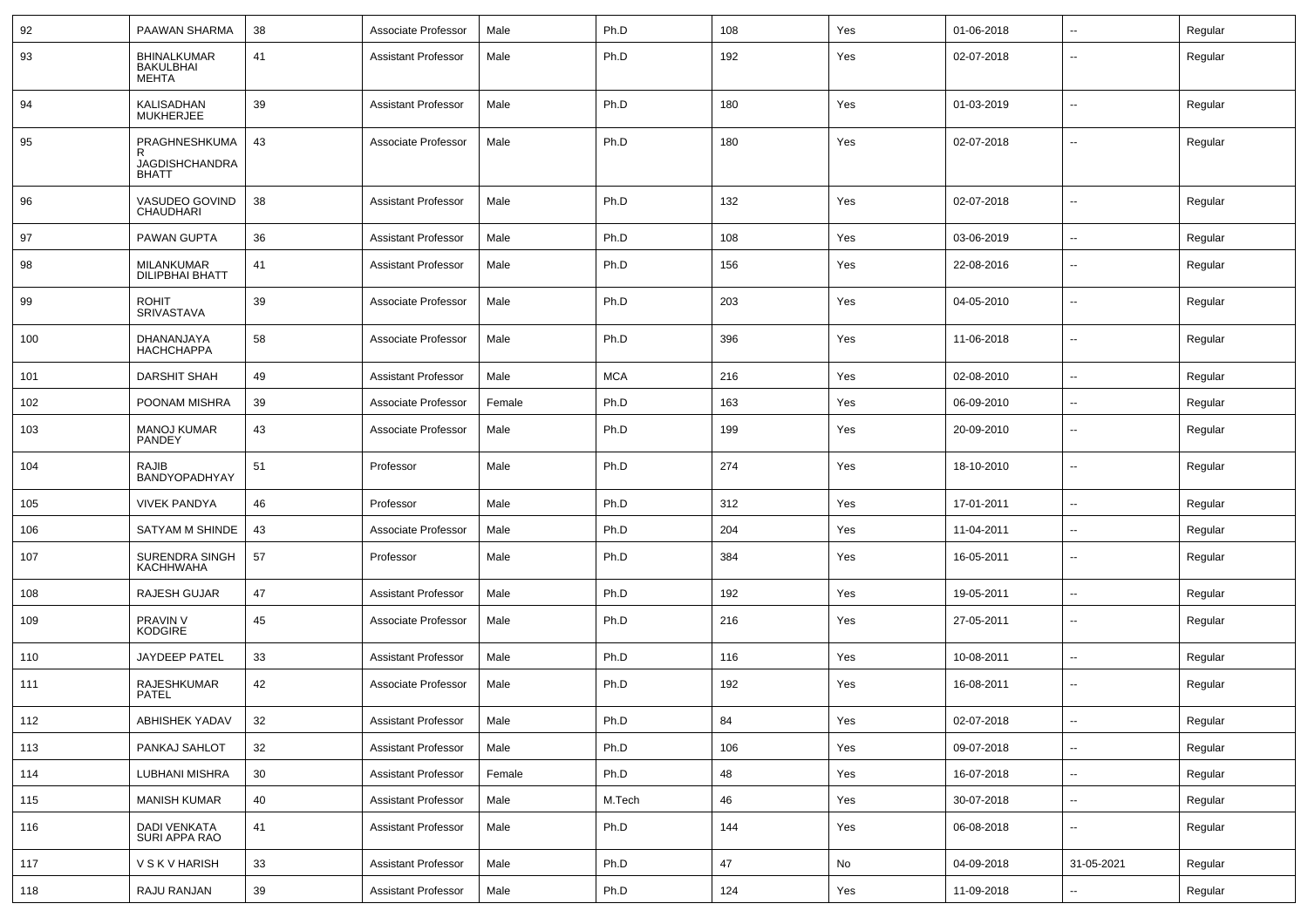| 92 | PAAWAN SHARMA | 38 | Associate Professor | Male | Ph.D | 108 | Yes | 01-06-2018 | -- | Regular |
|---|---|---|---|---|---|---|---|---|---|---|
| 93 | BHINALKUMAR BAKULBHAI MEHTA | 41 | Assistant Professor | Male | Ph.D | 192 | Yes | 02-07-2018 | -- | Regular |
| 94 | KALISADHAN MUKHERJEE | 39 | Assistant Professor | Male | Ph.D | 180 | Yes | 01-03-2019 | -- | Regular |
| 95 | PRAGHNESHKUMAR JAGDISHCHANDRA BHATT | 43 | Associate Professor | Male | Ph.D | 180 | Yes | 02-07-2018 | -- | Regular |
| 96 | VASUDEO GOVIND CHAUDHARI | 38 | Assistant Professor | Male | Ph.D | 132 | Yes | 02-07-2018 | -- | Regular |
| 97 | PAWAN GUPTA | 36 | Assistant Professor | Male | Ph.D | 108 | Yes | 03-06-2019 | -- | Regular |
| 98 | MILANKUMAR DILIPBHAI BHATT | 41 | Assistant Professor | Male | Ph.D | 156 | Yes | 22-08-2016 | -- | Regular |
| 99 | ROHIT SRIVASTAVA | 39 | Associate Professor | Male | Ph.D | 203 | Yes | 04-05-2010 | -- | Regular |
| 100 | DHANANJAYA HACHCHAPPA | 58 | Associate Professor | Male | Ph.D | 396 | Yes | 11-06-2018 | -- | Regular |
| 101 | DARSHIT SHAH | 49 | Assistant Professor | Male | MCA | 216 | Yes | 02-08-2010 | -- | Regular |
| 102 | POONAM MISHRA | 39 | Associate Professor | Female | Ph.D | 163 | Yes | 06-09-2010 | -- | Regular |
| 103 | MANOJ KUMAR PANDEY | 43 | Associate Professor | Male | Ph.D | 199 | Yes | 20-09-2010 | -- | Regular |
| 104 | RAJIB BANDYOPADHYAY | 51 | Professor | Male | Ph.D | 274 | Yes | 18-10-2010 | -- | Regular |
| 105 | VIVEK PANDYA | 46 | Professor | Male | Ph.D | 312 | Yes | 17-01-2011 | -- | Regular |
| 106 | SATYAM M SHINDE | 43 | Associate Professor | Male | Ph.D | 204 | Yes | 11-04-2011 | -- | Regular |
| 107 | SURENDRA SINGH KACHHWAHA | 57 | Professor | Male | Ph.D | 384 | Yes | 16-05-2011 | -- | Regular |
| 108 | RAJESH GUJAR | 47 | Assistant Professor | Male | Ph.D | 192 | Yes | 19-05-2011 | -- | Regular |
| 109 | PRAVIN V KODGIRE | 45 | Associate Professor | Male | Ph.D | 216 | Yes | 27-05-2011 | -- | Regular |
| 110 | JAYDEEP PATEL | 33 | Assistant Professor | Male | Ph.D | 116 | Yes | 10-08-2011 | -- | Regular |
| 111 | RAJESHKUMAR PATEL | 42 | Associate Professor | Male | Ph.D | 192 | Yes | 16-08-2011 | -- | Regular |
| 112 | ABHISHEK YADAV | 32 | Assistant Professor | Male | Ph.D | 84 | Yes | 02-07-2018 | -- | Regular |
| 113 | PANKAJ SAHLOT | 32 | Assistant Professor | Male | Ph.D | 106 | Yes | 09-07-2018 | -- | Regular |
| 114 | LUBHANI MISHRA | 30 | Assistant Professor | Female | Ph.D | 48 | Yes | 16-07-2018 | -- | Regular |
| 115 | MANISH KUMAR | 40 | Assistant Professor | Male | M.Tech | 46 | Yes | 30-07-2018 | -- | Regular |
| 116 | DADI VENKATA SURI APPA RAO | 41 | Assistant Professor | Male | Ph.D | 144 | Yes | 06-08-2018 | -- | Regular |
| 117 | V S K V HARISH | 33 | Assistant Professor | Male | Ph.D | 47 | No | 04-09-2018 | 31-05-2021 | Regular |
| 118 | RAJU RANJAN | 39 | Assistant Professor | Male | Ph.D | 124 | Yes | 11-09-2018 | -- | Regular |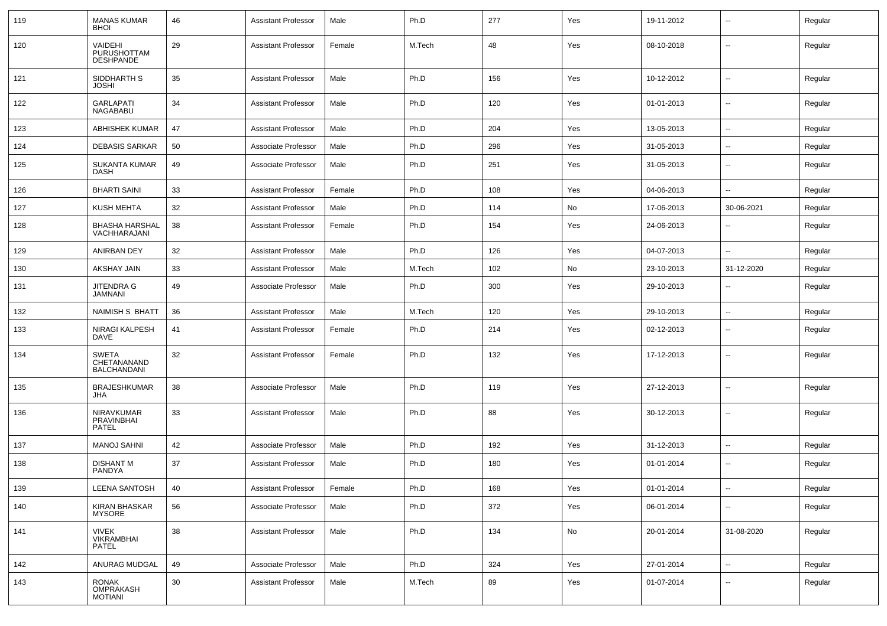| 119 | MANAS KUMAR BHOI | 46 | Assistant Professor | Male | Ph.D | 277 | Yes | 19-11-2012 | -- | Regular |
|---|---|---|---|---|---|---|---|---|---|---|
| 120 | VAIDEHI PURUSHOTTAM DESHPANDE | 29 | Assistant Professor | Female | M.Tech | 48 | Yes | 08-10-2018 | -- | Regular |
| 121 | SIDDHARTH S JOSHI | 35 | Assistant Professor | Male | Ph.D | 156 | Yes | 10-12-2012 | -- | Regular |
| 122 | GARLAPATI NAGABABU | 34 | Assistant Professor | Male | Ph.D | 120 | Yes | 01-01-2013 | -- | Regular |
| 123 | ABHISHEK KUMAR | 47 | Assistant Professor | Male | Ph.D | 204 | Yes | 13-05-2013 | -- | Regular |
| 124 | DEBASIS SARKAR | 50 | Associate Professor | Male | Ph.D | 296 | Yes | 31-05-2013 | -- | Regular |
| 125 | SUKANTA KUMAR DASH | 49 | Associate Professor | Male | Ph.D | 251 | Yes | 31-05-2013 | -- | Regular |
| 126 | BHARTI SAINI | 33 | Assistant Professor | Female | Ph.D | 108 | Yes | 04-06-2013 | -- | Regular |
| 127 | KUSH MEHTA | 32 | Assistant Professor | Male | Ph.D | 114 | No | 17-06-2013 | 30-06-2021 | Regular |
| 128 | BHASHA HARSHAL VACHHARAJANI | 38 | Assistant Professor | Female | Ph.D | 154 | Yes | 24-06-2013 | -- | Regular |
| 129 | ANIRBAN DEY | 32 | Assistant Professor | Male | Ph.D | 126 | Yes | 04-07-2013 | -- | Regular |
| 130 | AKSHAY JAIN | 33 | Assistant Professor | Male | M.Tech | 102 | No | 23-10-2013 | 31-12-2020 | Regular |
| 131 | JITENDRA G JAMNANI | 49 | Associate Professor | Male | Ph.D | 300 | Yes | 29-10-2013 | -- | Regular |
| 132 | NAIMISH S BHATT | 36 | Assistant Professor | Male | M.Tech | 120 | Yes | 29-10-2013 | -- | Regular |
| 133 | NIRAGI KALPESH DAVE | 41 | Assistant Professor | Female | Ph.D | 214 | Yes | 02-12-2013 | -- | Regular |
| 134 | SWETA CHETANANAND BALCHANDANI | 32 | Assistant Professor | Female | Ph.D | 132 | Yes | 17-12-2013 | -- | Regular |
| 135 | BRAJESHKUMAR JHA | 38 | Associate Professor | Male | Ph.D | 119 | Yes | 27-12-2013 | -- | Regular |
| 136 | NIRAVKUMAR PRAVINBHAI PATEL | 33 | Assistant Professor | Male | Ph.D | 88 | Yes | 30-12-2013 | -- | Regular |
| 137 | MANOJ SAHNI | 42 | Associate Professor | Male | Ph.D | 192 | Yes | 31-12-2013 | -- | Regular |
| 138 | DISHANT M PANDYA | 37 | Assistant Professor | Male | Ph.D | 180 | Yes | 01-01-2014 | -- | Regular |
| 139 | LEENA SANTOSH | 40 | Assistant Professor | Female | Ph.D | 168 | Yes | 01-01-2014 | -- | Regular |
| 140 | KIRAN BHASKAR MYSORE | 56 | Associate Professor | Male | Ph.D | 372 | Yes | 06-01-2014 | -- | Regular |
| 141 | VIVEK VIKRAMBHAI PATEL | 38 | Assistant Professor | Male | Ph.D | 134 | No | 20-01-2014 | 31-08-2020 | Regular |
| 142 | ANURAG MUDGAL | 49 | Associate Professor | Male | Ph.D | 324 | Yes | 27-01-2014 | -- | Regular |
| 143 | RONAK OMPRAKASH MOTIANI | 30 | Assistant Professor | Male | M.Tech | 89 | Yes | 01-07-2014 | -- | Regular |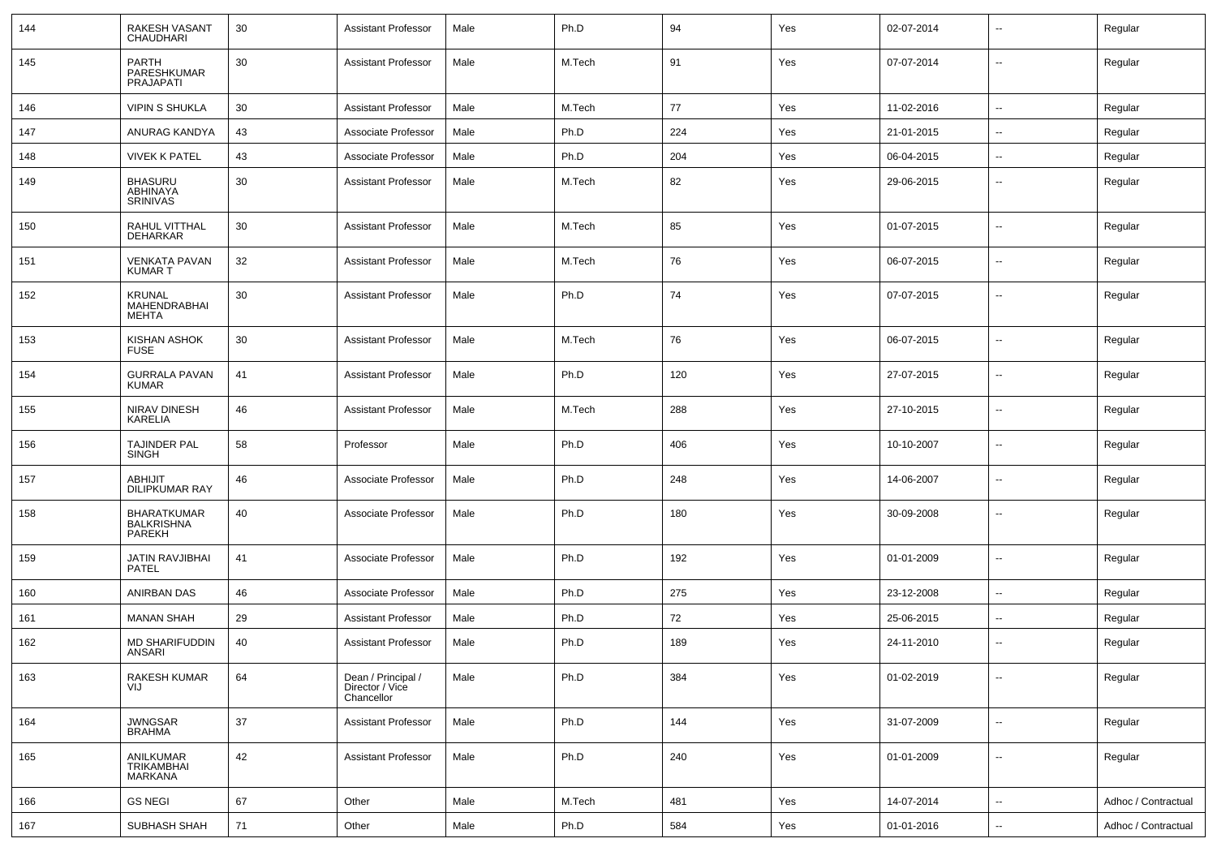| 144 | RAKESH VASANT CHAUDHARI | 30 | Assistant Professor | Male | Ph.D | 94 | Yes | 02-07-2014 | -- | Regular |
|---|---|---|---|---|---|---|---|---|---|---|
| 145 | PARTH PARESHKUMAR PRAJAPATI | 30 | Assistant Professor | Male | M.Tech | 91 | Yes | 07-07-2014 | -- | Regular |
| 146 | VIPIN S SHUKLA | 30 | Assistant Professor | Male | M.Tech | 77 | Yes | 11-02-2016 | -- | Regular |
| 147 | ANURAG KANDYA | 43 | Associate Professor | Male | Ph.D | 224 | Yes | 21-01-2015 | -- | Regular |
| 148 | VIVEK K PATEL | 43 | Associate Professor | Male | Ph.D | 204 | Yes | 06-04-2015 | -- | Regular |
| 149 | BHASURU ABHINAYA SRINIVAS | 30 | Assistant Professor | Male | M.Tech | 82 | Yes | 29-06-2015 | -- | Regular |
| 150 | RAHUL VITTHAL DEHARKAR | 30 | Assistant Professor | Male | M.Tech | 85 | Yes | 01-07-2015 | -- | Regular |
| 151 | VENKATA PAVAN KUMAR T | 32 | Assistant Professor | Male | M.Tech | 76 | Yes | 06-07-2015 | -- | Regular |
| 152 | KRUNAL MAHENDRABHAI MEHTA | 30 | Assistant Professor | Male | Ph.D | 74 | Yes | 07-07-2015 | -- | Regular |
| 153 | KISHAN ASHOK FUSE | 30 | Assistant Professor | Male | M.Tech | 76 | Yes | 06-07-2015 | -- | Regular |
| 154 | GURRALA PAVAN KUMAR | 41 | Assistant Professor | Male | Ph.D | 120 | Yes | 27-07-2015 | -- | Regular |
| 155 | NIRAV DINESH KARELIA | 46 | Assistant Professor | Male | M.Tech | 288 | Yes | 27-10-2015 | -- | Regular |
| 156 | TAJINDER PAL SINGH | 58 | Professor | Male | Ph.D | 406 | Yes | 10-10-2007 | -- | Regular |
| 157 | ABHIJIT DILIPKUMAR RAY | 46 | Associate Professor | Male | Ph.D | 248 | Yes | 14-06-2007 | -- | Regular |
| 158 | BHARATKUMAR BALKRISHNA PAREKH | 40 | Associate Professor | Male | Ph.D | 180 | Yes | 30-09-2008 | -- | Regular |
| 159 | JATIN RAVJIBHAI PATEL | 41 | Associate Professor | Male | Ph.D | 192 | Yes | 01-01-2009 | -- | Regular |
| 160 | ANIRBAN DAS | 46 | Associate Professor | Male | Ph.D | 275 | Yes | 23-12-2008 | -- | Regular |
| 161 | MANAN SHAH | 29 | Assistant Professor | Male | Ph.D | 72 | Yes | 25-06-2015 | -- | Regular |
| 162 | MD SHARIFUDDIN ANSARI | 40 | Assistant Professor | Male | Ph.D | 189 | Yes | 24-11-2010 | -- | Regular |
| 163 | RAKESH KUMAR VIJ | 64 | Dean / Principal / Director / Vice Chancellor | Male | Ph.D | 384 | Yes | 01-02-2019 | -- | Regular |
| 164 | JWNGSAR BRAHMA | 37 | Assistant Professor | Male | Ph.D | 144 | Yes | 31-07-2009 | -- | Regular |
| 165 | ANILKUMAR TRIKAMBHAI MARKANA | 42 | Assistant Professor | Male | Ph.D | 240 | Yes | 01-01-2009 | -- | Regular |
| 166 | GS NEGI | 67 | Other | Male | M.Tech | 481 | Yes | 14-07-2014 | -- | Adhoc / Contractual |
| 167 | SUBHASH SHAH | 71 | Other | Male | Ph.D | 584 | Yes | 01-01-2016 | -- | Adhoc / Contractual |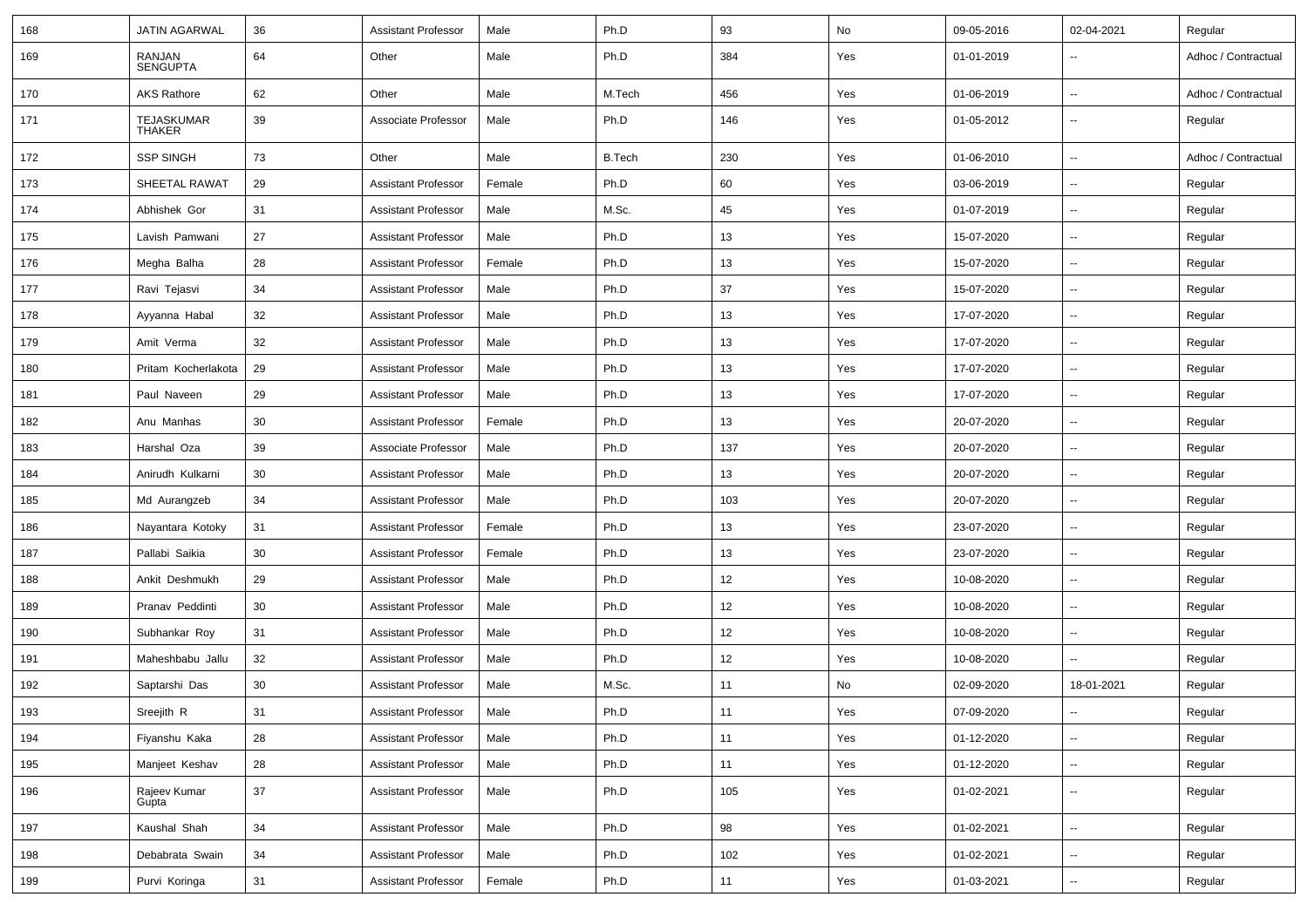| 168 | JATIN AGARWAL | 36 | Assistant Professor | Male | Ph.D | 93 | No | 09-05-2016 | 02-04-2021 | Regular |
|---|---|---|---|---|---|---|---|---|---|---|
| 169 | RANJAN SENGUPTA | 64 | Other | Male | Ph.D | 384 | Yes | 01-01-2019 | -- | Adhoc / Contractual |
| 170 | AKS Rathore | 62 | Other | Male | M.Tech | 456 | Yes | 01-06-2019 | -- | Adhoc / Contractual |
| 171 | TEJASKUMAR THAKER | 39 | Associate Professor | Male | Ph.D | 146 | Yes | 01-05-2012 | -- | Regular |
| 172 | SSP SINGH | 73 | Other | Male | B.Tech | 230 | Yes | 01-06-2010 | -- | Adhoc / Contractual |
| 173 | SHEETAL RAWAT | 29 | Assistant Professor | Female | Ph.D | 60 | Yes | 03-06-2019 | -- | Regular |
| 174 | Abhishek Gor | 31 | Assistant Professor | Male | M.Sc. | 45 | Yes | 01-07-2019 | -- | Regular |
| 175 | Lavish Pamwani | 27 | Assistant Professor | Male | Ph.D | 13 | Yes | 15-07-2020 | -- | Regular |
| 176 | Megha Balha | 28 | Assistant Professor | Female | Ph.D | 13 | Yes | 15-07-2020 | -- | Regular |
| 177 | Ravi Tejasvi | 34 | Assistant Professor | Male | Ph.D | 37 | Yes | 15-07-2020 | -- | Regular |
| 178 | Ayyanna Habal | 32 | Assistant Professor | Male | Ph.D | 13 | Yes | 17-07-2020 | -- | Regular |
| 179 | Amit Verma | 32 | Assistant Professor | Male | Ph.D | 13 | Yes | 17-07-2020 | -- | Regular |
| 180 | Pritam Kocherlakota | 29 | Assistant Professor | Male | Ph.D | 13 | Yes | 17-07-2020 | -- | Regular |
| 181 | Paul Naveen | 29 | Assistant Professor | Male | Ph.D | 13 | Yes | 17-07-2020 | -- | Regular |
| 182 | Anu Manhas | 30 | Assistant Professor | Female | Ph.D | 13 | Yes | 20-07-2020 | -- | Regular |
| 183 | Harshal Oza | 39 | Associate Professor | Male | Ph.D | 137 | Yes | 20-07-2020 | -- | Regular |
| 184 | Anirudh Kulkarni | 30 | Assistant Professor | Male | Ph.D | 13 | Yes | 20-07-2020 | -- | Regular |
| 185 | Md Aurangzeb | 34 | Assistant Professor | Male | Ph.D | 103 | Yes | 20-07-2020 | -- | Regular |
| 186 | Nayantara Kotoky | 31 | Assistant Professor | Female | Ph.D | 13 | Yes | 23-07-2020 | -- | Regular |
| 187 | Pallabi Saikia | 30 | Assistant Professor | Female | Ph.D | 13 | Yes | 23-07-2020 | -- | Regular |
| 188 | Ankit Deshmukh | 29 | Assistant Professor | Male | Ph.D | 12 | Yes | 10-08-2020 | -- | Regular |
| 189 | Pranav Peddinti | 30 | Assistant Professor | Male | Ph.D | 12 | Yes | 10-08-2020 | -- | Regular |
| 190 | Subhankar Roy | 31 | Assistant Professor | Male | Ph.D | 12 | Yes | 10-08-2020 | -- | Regular |
| 191 | Maheshbabu Jallu | 32 | Assistant Professor | Male | Ph.D | 12 | Yes | 10-08-2020 | -- | Regular |
| 192 | Saptarshi Das | 30 | Assistant Professor | Male | M.Sc. | 11 | No | 02-09-2020 | 18-01-2021 | Regular |
| 193 | Sreejith R | 31 | Assistant Professor | Male | Ph.D | 11 | Yes | 07-09-2020 | -- | Regular |
| 194 | Fiyanshu Kaka | 28 | Assistant Professor | Male | Ph.D | 11 | Yes | 01-12-2020 | -- | Regular |
| 195 | Manjeet Keshav | 28 | Assistant Professor | Male | Ph.D | 11 | Yes | 01-12-2020 | -- | Regular |
| 196 | Rajeev Kumar Gupta | 37 | Assistant Professor | Male | Ph.D | 105 | Yes | 01-02-2021 | -- | Regular |
| 197 | Kaushal Shah | 34 | Assistant Professor | Male | Ph.D | 98 | Yes | 01-02-2021 | -- | Regular |
| 198 | Debabrata Swain | 34 | Assistant Professor | Male | Ph.D | 102 | Yes | 01-02-2021 | -- | Regular |
| 199 | Purvi Koringa | 31 | Assistant Professor | Female | Ph.D | 11 | Yes | 01-03-2021 | -- | Regular |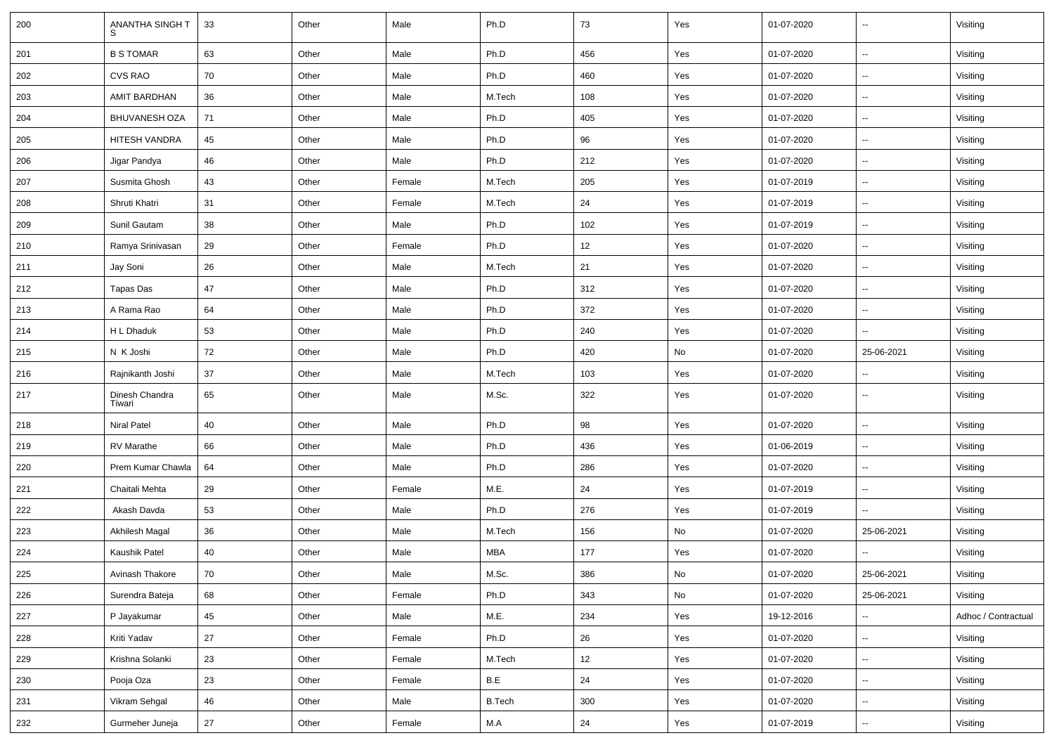| 200 | ANANTHA SINGH T S | 33 | Other | Male | Ph.D | 73 | Yes | 01-07-2020 | -- | Visiting |
|---|---|---|---|---|---|---|---|---|---|---|
| 201 | B S TOMAR | 63 | Other | Male | Ph.D | 456 | Yes | 01-07-2020 | -- | Visiting |
| 202 | CVS RAO | 70 | Other | Male | Ph.D | 460 | Yes | 01-07-2020 | -- | Visiting |
| 203 | AMIT BARDHAN | 36 | Other | Male | M.Tech | 108 | Yes | 01-07-2020 | -- | Visiting |
| 204 | BHUVANESH OZA | 71 | Other | Male | Ph.D | 405 | Yes | 01-07-2020 | -- | Visiting |
| 205 | HITESH VANDRA | 45 | Other | Male | Ph.D | 96 | Yes | 01-07-2020 | -- | Visiting |
| 206 | Jigar Pandya | 46 | Other | Male | Ph.D | 212 | Yes | 01-07-2020 | -- | Visiting |
| 207 | Susmita Ghosh | 43 | Other | Female | M.Tech | 205 | Yes | 01-07-2019 | -- | Visiting |
| 208 | Shruti Khatri | 31 | Other | Female | M.Tech | 24 | Yes | 01-07-2019 | -- | Visiting |
| 209 | Sunil Gautam | 38 | Other | Male | Ph.D | 102 | Yes | 01-07-2019 | -- | Visiting |
| 210 | Ramya Srinivasan | 29 | Other | Female | Ph.D | 12 | Yes | 01-07-2020 | -- | Visiting |
| 211 | Jay Soni | 26 | Other | Male | M.Tech | 21 | Yes | 01-07-2020 | -- | Visiting |
| 212 | Tapas Das | 47 | Other | Male | Ph.D | 312 | Yes | 01-07-2020 | -- | Visiting |
| 213 | A Rama Rao | 64 | Other | Male | Ph.D | 372 | Yes | 01-07-2020 | -- | Visiting |
| 214 | H L Dhaduk | 53 | Other | Male | Ph.D | 240 | Yes | 01-07-2020 | -- | Visiting |
| 215 | N K Joshi | 72 | Other | Male | Ph.D | 420 | No | 01-07-2020 | 25-06-2021 | Visiting |
| 216 | Rajnikanth Joshi | 37 | Other | Male | M.Tech | 103 | Yes | 01-07-2020 | -- | Visiting |
| 217 | Dinesh Chandra Tiwari | 65 | Other | Male | M.Sc. | 322 | Yes | 01-07-2020 | -- | Visiting |
| 218 | Niral Patel | 40 | Other | Male | Ph.D | 98 | Yes | 01-07-2020 | -- | Visiting |
| 219 | RV Marathe | 66 | Other | Male | Ph.D | 436 | Yes | 01-06-2019 | -- | Visiting |
| 220 | Prem Kumar Chawla | 64 | Other | Male | Ph.D | 286 | Yes | 01-07-2020 | -- | Visiting |
| 221 | Chaitali Mehta | 29 | Other | Female | M.E. | 24 | Yes | 01-07-2019 | -- | Visiting |
| 222 | Akash Davda | 53 | Other | Male | Ph.D | 276 | Yes | 01-07-2019 | -- | Visiting |
| 223 | Akhilesh Magal | 36 | Other | Male | M.Tech | 156 | No | 01-07-2020 | 25-06-2021 | Visiting |
| 224 | Kaushik Patel | 40 | Other | Male | MBA | 177 | Yes | 01-07-2020 | -- | Visiting |
| 225 | Avinash Thakore | 70 | Other | Male | M.Sc. | 386 | No | 01-07-2020 | 25-06-2021 | Visiting |
| 226 | Surendra Bateja | 68 | Other | Female | Ph.D | 343 | No | 01-07-2020 | 25-06-2021 | Visiting |
| 227 | P Jayakumar | 45 | Other | Male | M.E. | 234 | Yes | 19-12-2016 | -- | Adhoc / Contractual |
| 228 | Kriti Yadav | 27 | Other | Female | Ph.D | 26 | Yes | 01-07-2020 | -- | Visiting |
| 229 | Krishna Solanki | 23 | Other | Female | M.Tech | 12 | Yes | 01-07-2020 | -- | Visiting |
| 230 | Pooja Oza | 23 | Other | Female | B.E | 24 | Yes | 01-07-2020 | -- | Visiting |
| 231 | Vikram Sehgal | 46 | Other | Male | B.Tech | 300 | Yes | 01-07-2020 | -- | Visiting |
| 232 | Gurmeher Juneja | 27 | Other | Female | M.A | 24 | Yes | 01-07-2019 | -- | Visiting |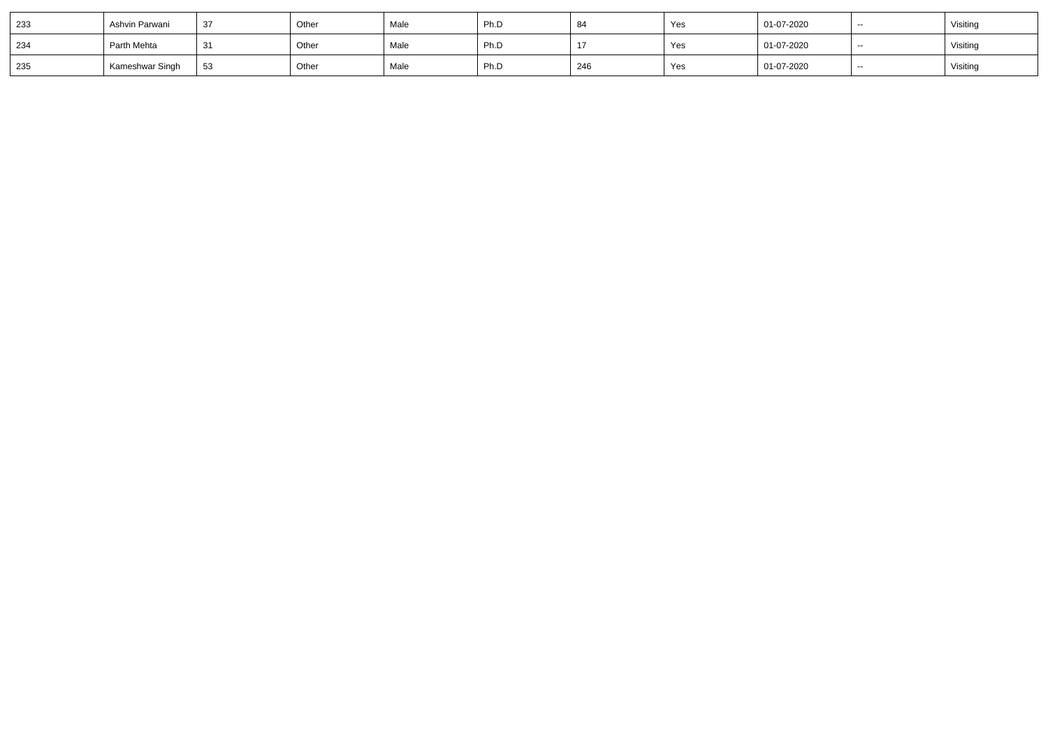| | | | | | | | | | | |
|---|---|---|---|---|---|---|---|---|---|---|
| 233 | Ashvin Parwani | 37 | Other | Male | Ph.D | 84 | Yes | 01-07-2020 | -- | Visiting |
| 234 | Parth Mehta | 31 | Other | Male | Ph.D | 17 | Yes | 01-07-2020 | -- | Visiting |
| 235 | Kameshwar Singh | 53 | Other | Male | Ph.D | 246 | Yes | 01-07-2020 | -- | Visiting |